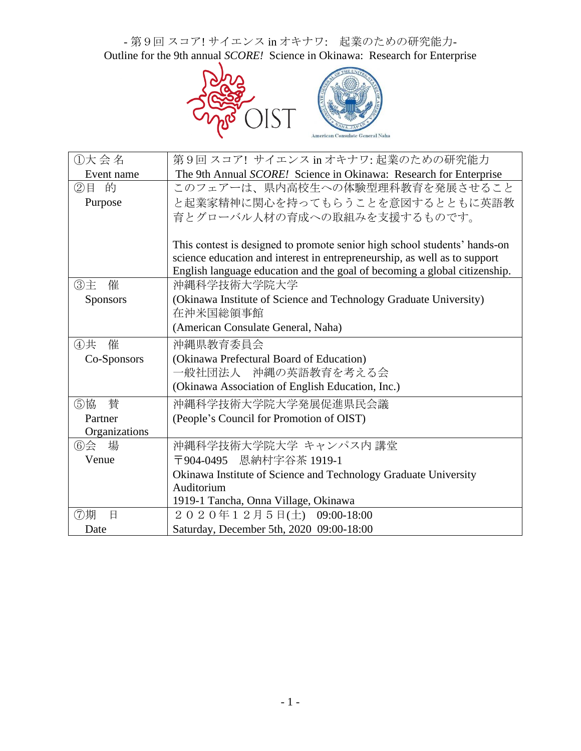- 第９回 スコア! サイエンス in オキナワ: 起業のための研究能力-
Outline for the 9th annual *SCORE!* Science in Okinawa: Research for Enterprise

| ①大 会 名<br>Event name | 第９回 スコア! サイエンス in オキナワ: 起業のための研究能力<br>The 9th Annual *SCORE!* Science in Okinawa: Research for Enterprise |
|---|---|
| ②目 的<br>Purpose | このフェアーは、県内高校生への体験型理科教育を発展させることと起業家精神に関心を持ってもらうことを意図するとともに英語教育とグローバル人材の育成への取組みを支援するものです。<br><br>This contest is designed to promote senior high school students' hands-on science education and interest in entrepreneurship, as well as to support English language education and the goal of becoming a global citizenship. |
| ③主 催<br>Sponsors | 沖縄科学技術大学院大学<br>(Okinawa Institute of Science and Technology Graduate University)<br>在沖米国総領事館<br>(American Consulate General, Naha) |
| ④共 催<br>Co-Sponsors | 沖縄県教育委員会<br>(Okinawa Prefectural Board of Education)<br>一般社団法人 沖縄の英語教育を考える会<br>(Okinawa Association of English Education, Inc.) |
| ⑤協 賛<br>Partner Organizations | 沖縄科学技術大学院大学発展促進県民会議<br>(People's Council for Promotion of OIST) |
| ⑥会 場<br>Venue | 沖縄科学技術大学院大学 キャンパス内 講堂<br>〒904-0495 恩納村字谷茶 1919-1<br>Okinawa Institute of Science and Technology Graduate University Auditorium<br>1919-1 Tancha, Onna Village, Okinawa |
| ⑦期 日<br>Date | ２０２０年１２月５日(土) 09:00-18:00<br>Saturday, December 5th, 2020 09:00-18:00 |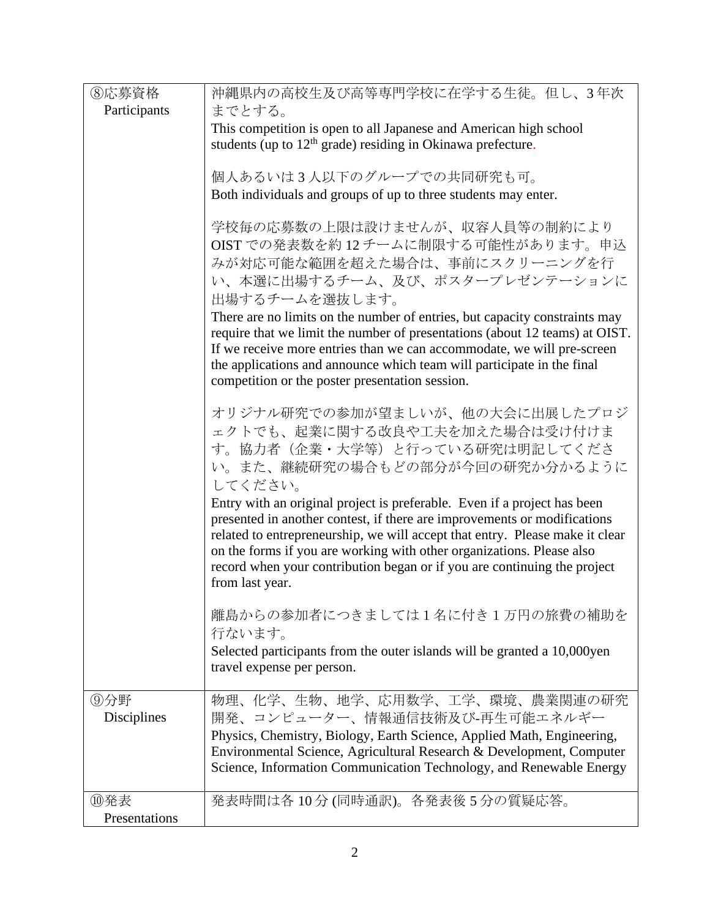| ⑧応募資格 Participants | 沖縄県内の高校生及び高等専門学校に在学する生徒。但し、3年次までとする。<br>This competition is open to all Japanese and American high school students (up to 12th grade) residing in Okinawa prefecture.<br><br>個人あるいは3人以下のグループでの共同研究も可。<br>Both individuals and groups of up to three students may enter.<br><br>学校毎の応募数の上限は設けませんが、収容人員等の制約によりOISTでの発表数を約12チームに制限する可能性があります。申込みが対応可能な範囲を超えた場合は、事前にスクリーニングを行い、本選に出場するチーム、及び、ポスタープレゼンテーションに出場するチームを選抜します。<br>There are no limits on the number of entries, but capacity constraints may require that we limit the number of presentations (about 12 teams) at OIST. If we receive more entries than we can accommodate, we will pre-screen the applications and announce which team will participate in the final competition or the poster presentation session.<br><br>オリジナル研究での参加が望ましいが、他の大会に出展したプロジェクトでも、起業に関する改良や工夫を加えた場合は受け付けます。協力者（企業・大学等）と行っている研究は明記してください。また、継続研究の場合もどの部分が今回の研究か分かるようにしてください。<br>Entry with an original project is preferable. Even if a project has been presented in another contest, if there are improvements or modifications related to entrepreneurship, we will accept that entry. Please make it clear on the forms if you are working with other organizations. Please also record when your contribution began or if you are continuing the project from last year.<br><br>離島からの参加者につきましては1名に付き1万円の旅費の補助を行ないます。<br>Selected participants from the outer islands will be granted a 10,000yen travel expense per person. |
|---|---|
| ⑨分野 Disciplines | 物理、化学、生物、地学、応用数学、工学、環境、農業関連の研究開発、コンピューター、情報通信技術及び-再生可能エネルギー<br>Physics, Chemistry, Biology, Earth Science, Applied Math, Engineering, Environmental Science, Agricultural Research & Development, Computer Science, Information Communication Technology, and Renewable Energy |
| ⑩発表 Presentations | 発表時間は各10分(同時通訳)。各発表後5分の質疑応答。 |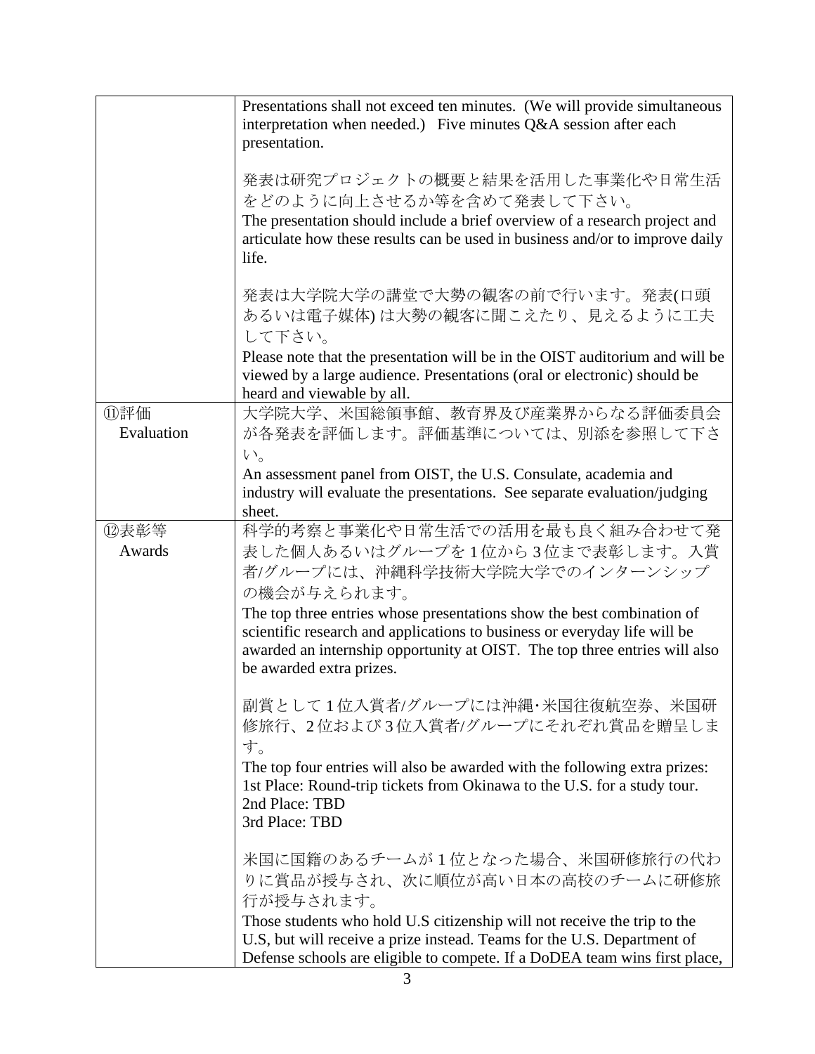| | |
|---|---|
| | Presentations shall not exceed ten minutes. (We will provide simultaneous interpretation when needed.) Five minutes Q&A session after each presentation.<br><br>発表は研究プロジェクトの概要と結果を活用した事業化や日常生活をどのように向上させるか等を含めて発表して下さい。<br>The presentation should include a brief overview of a research project and articulate how these results can be used in business and/or to improve daily life.<br><br>発表は大学院大学の講堂で大勢の観客の前で行います。発表(口頭あるいは電子媒体) は大勢の観客に聞こえたり、見えるように工夫して下さい。<br>Please note that the presentation will be in the OIST auditorium and will be viewed by a large audience. Presentations (oral or electronic) should be heard and viewable by all. |
| ⑪評価<br>Evaluation | 大学院大学、米国総領事館、教育界及び産業界からなる評価委員会が各発表を評価します。評価基準については、別添を参照して下さい。<br>An assessment panel from OIST, the U.S. Consulate, academia and industry will evaluate the presentations. See separate evaluation/judging sheet. |
| ⑫表彰等<br>Awards | 科学的考察と事業化や日常生活での活用を最も良く組み合わせて発表した個人あるいはグループを1位から3位まで表彰します。入賞者/グループには、沖縄科学技術大学院大学でのインターンシップの機会が与えられます。<br>The top three entries whose presentations show the best combination of scientific research and applications to business or everyday life will be awarded an internship opportunity at OIST. The top three entries will also be awarded extra prizes.<br><br>副賞として1位入賞者/グループには沖縄･米国往復航空券、米国研修旅行、2位および3位入賞者/グループにそれぞれ賞品を贈呈します。<br>The top four entries will also be awarded with the following extra prizes:<br>1st Place: Round-trip tickets from Okinawa to the U.S. for a study tour.<br>2nd Place: TBD<br>3rd Place: TBD<br><br>米国に国籍のあるチームが1位となった場合、米国研修旅行の代わりに賞品が授与され、次に順位が高い日本の高校のチームに研修旅行が授与されます。<br>Those students who hold U.S citizenship will not receive the trip to the U.S, but will receive a prize instead. Teams for the U.S. Department of Defense schools are eligible to compete. If a DoDEA team wins first place, |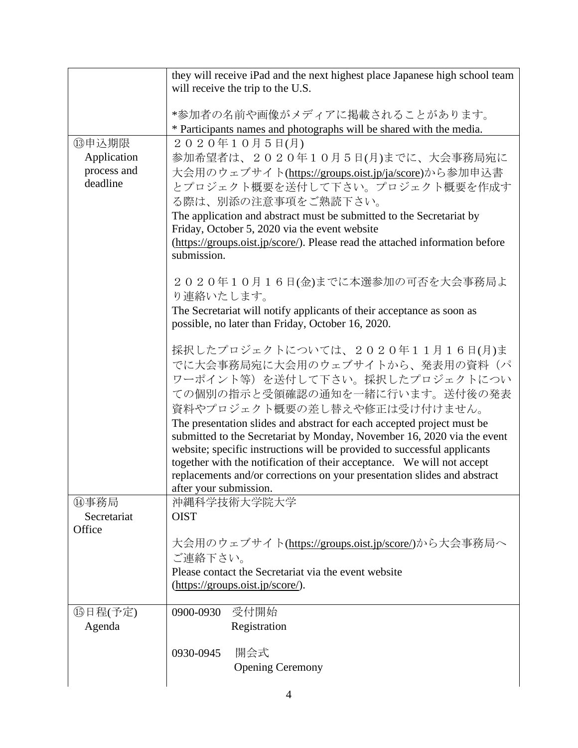| | |
|---|---|
| | they will receive iPad and the next highest place Japanese high school team will receive the trip to the U.S.<br><br>*参加者の名前や画像がメディアに掲載されることがあります。<br>* Participants names and photographs will be shared with the media. |
| ⑬申込期限<br>Application process and deadline | ２０２０年１０月５日(月)<br>参加希望者は、２０２０年１０月５日(月)までに、大会事務局宛に大会用のウェブサイト(https://groups.oist.jp/ja/score)から参加申込書とプロジェクト概要を送付して下さい。プロジェクト概要を作成する際は、別添の注意事項をご熟読下さい。<br>The application and abstract must be submitted to the Secretariat by Friday, October 5, 2020 via the event website (https://groups.oist.jp/score/). Please read the attached information before submission.<br><br>２０２０年１０月１６日(金)までに本選参加の可否を大会事務局より連絡いたします。<br>The Secretariat will notify applicants of their acceptance as soon as possible, no later than Friday, October 16, 2020.<br><br>採択したプロジェクトについては、２０２０年１１月１６日(月)までに大会事務局宛に大会用のウェブサイトから、発表用の資料（パワーポイント等）を送付して下さい。採択したプロジェクトについての個別の指示と受領確認の通知を一緒に行います。送付後の発表資料やプロジェクト概要の差し替えや修正は受け付けません。<br>The presentation slides and abstract for each accepted project must be submitted to the Secretariat by Monday, November 16, 2020 via the event website; specific instructions will be provided to successful applicants together with the notification of their acceptance. We will not accept replacements and/or corrections on your presentation slides and abstract after your submission. |
| ⑭事務局<br>Secretariat Office | 沖縄科学技術大学院大学<br>OIST<br><br>大会用のウェブサイト(https://groups.oist.jp/score/)から大会事務局へご連絡下さい。<br>Please contact the Secretariat via the event website (https://groups.oist.jp/score/). |
| ⑮日程(予定)<br>Agenda | 0900-0930 受付開始<br>Registration<br><br>0930-0945 開会式<br>Opening Ceremony |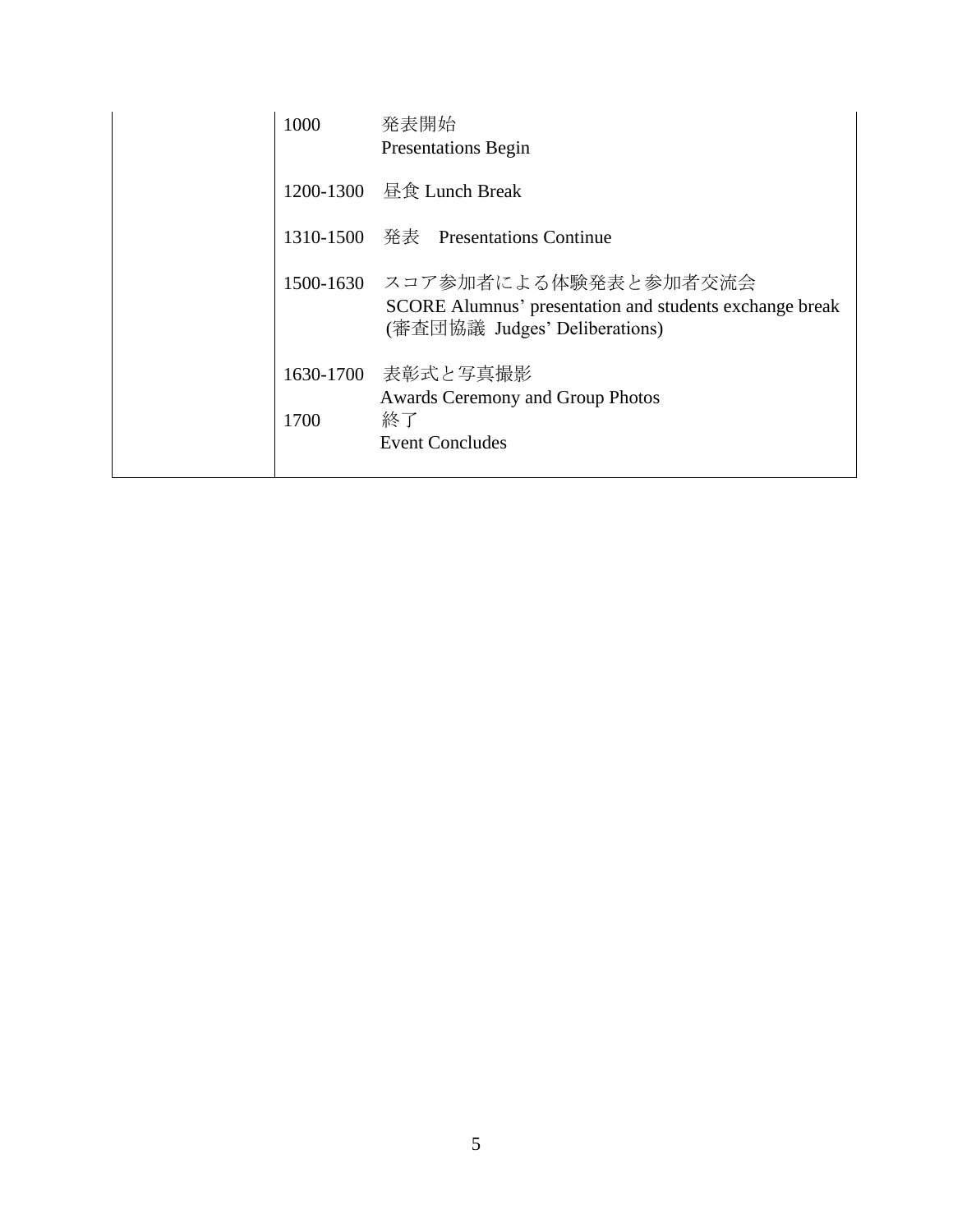| | | |
|---|---|---|
| | 1000 | 発表開始<br>Presentations Begin |
| | 1200-1300 | 昼食 Lunch Break |
| | 1310-1500 | 発表　Presentations Continue |
| | 1500-1630 | スコア参加者による体験発表と参加者交流会<br>SCORE Alumnus' presentation and students exchange break<br>(審査団協議 Judges' Deliberations) |
| | 1630-1700 | 表彰式と写真撮影<br>Awards Ceremony and Group Photos |
| | 1700 | 終了<br>Event Concludes |